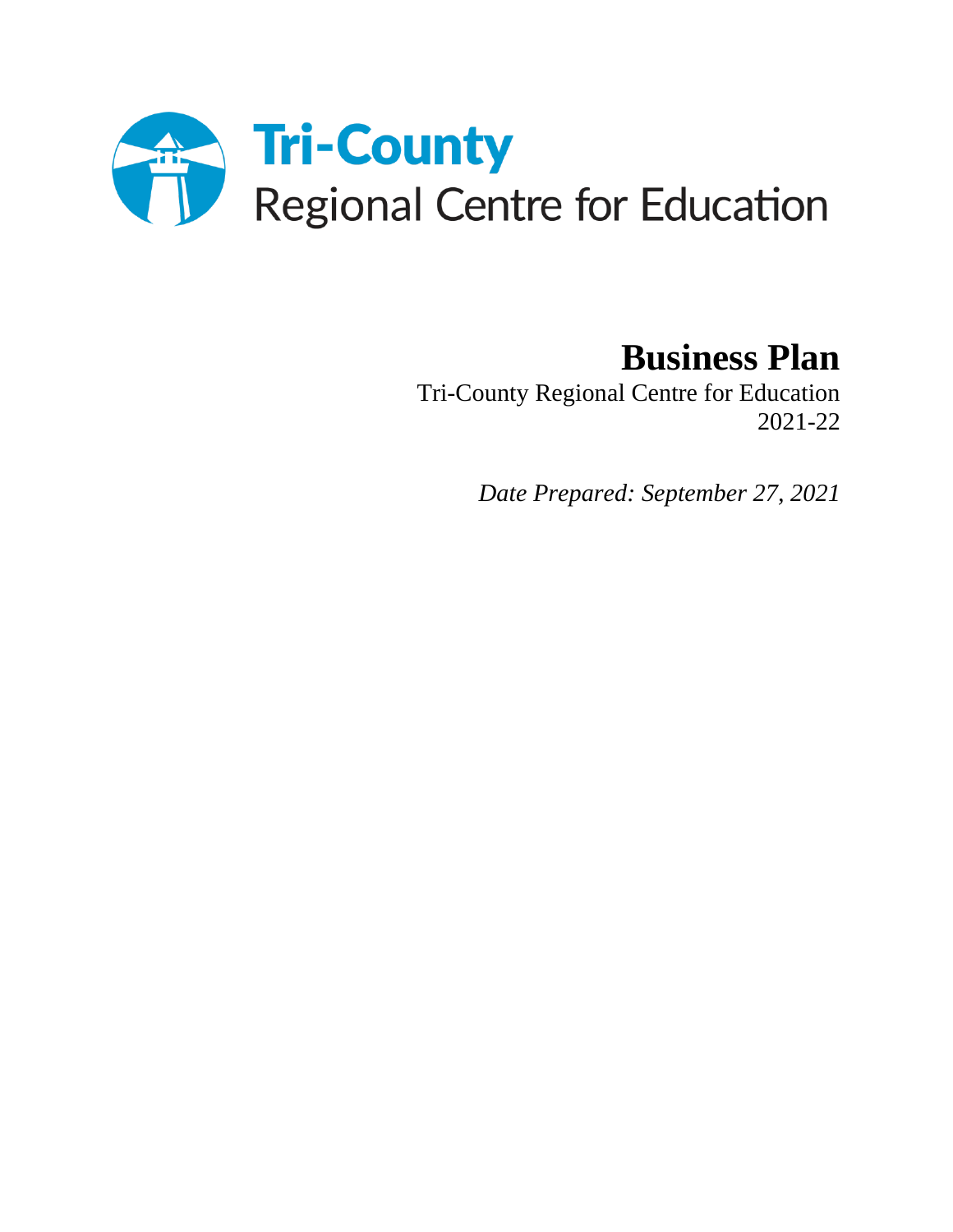Tri-County
Regional Centre for Education

# Business Plan

Tri-County Regional Centre for Education
2021-22

*Date Prepared: September 27, 2021*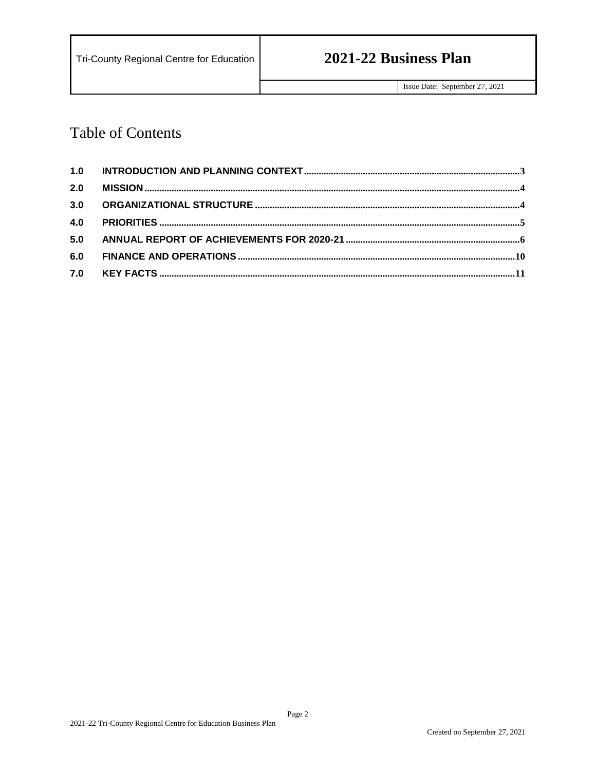# Table of Contents

| | | |
|---|---|---|
| 1.0 | INTRODUCTION AND PLANNING CONTEXT | 3 |
| 2.0 | MISSION | 4 |
| 3.0 | ORGANIZATIONAL STRUCTURE | 4 |
| 4.0 | PRIORITIES | 5 |
| 5.0 | ANNUAL REPORT OF ACHIEVEMENTS FOR 2020-21 | 6 |
| 6.0 | FINANCE AND OPERATIONS | 10 |
| 7.0 | KEY FACTS | 11 |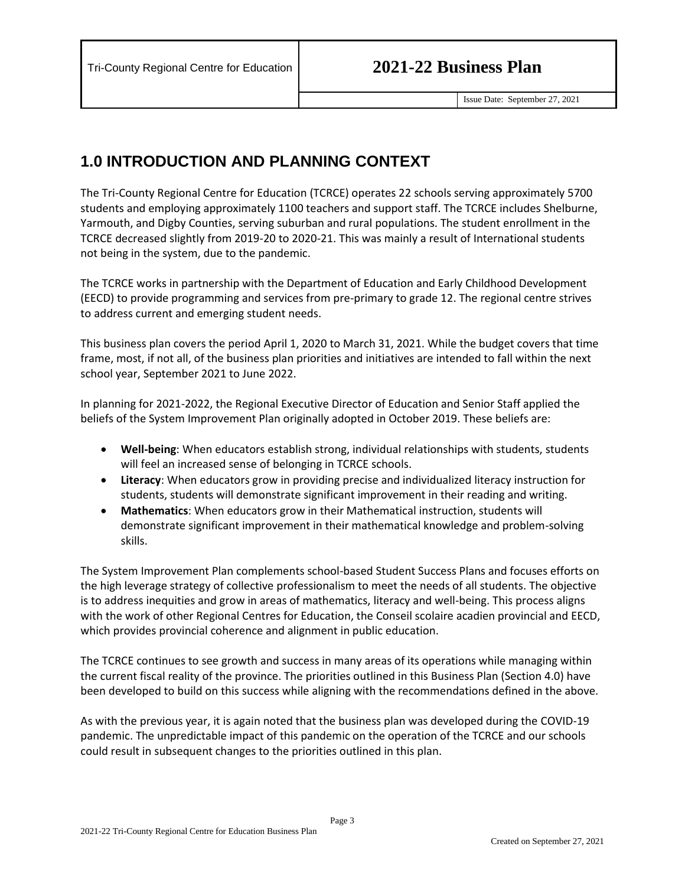## 1.0 INTRODUCTION AND PLANNING CONTEXT

The Tri-County Regional Centre for Education (TCRCE) operates 22 schools serving approximately 5700 students and employing approximately 1100 teachers and support staff. The TCRCE includes Shelburne, Yarmouth, and Digby Counties, serving suburban and rural populations. The student enrollment in the TCRCE decreased slightly from 2019-20 to 2020-21. This was mainly a result of International students not being in the system, due to the pandemic.

The TCRCE works in partnership with the Department of Education and Early Childhood Development (EECD) to provide programming and services from pre-primary to grade 12. The regional centre strives to address current and emerging student needs.

This business plan covers the period April 1, 2020 to March 31, 2021. While the budget covers that time frame, most, if not all, of the business plan priorities and initiatives are intended to fall within the next school year, September 2021 to June 2022.

In planning for 2021-2022, the Regional Executive Director of Education and Senior Staff applied the beliefs of the System Improvement Plan originally adopted in October 2019. These beliefs are:

- **Well-being**: When educators establish strong, individual relationships with students, students will feel an increased sense of belonging in TCRCE schools.
- **Literacy**: When educators grow in providing precise and individualized literacy instruction for students, students will demonstrate significant improvement in their reading and writing.
- **Mathematics**: When educators grow in their Mathematical instruction, students will demonstrate significant improvement in their mathematical knowledge and problem-solving skills.

The System Improvement Plan complements school-based Student Success Plans and focuses efforts on the high leverage strategy of collective professionalism to meet the needs of all students. The objective is to address inequities and grow in areas of mathematics, literacy and well-being. This process aligns with the work of other Regional Centres for Education, the Conseil scolaire acadien provincial and EECD, which provides provincial coherence and alignment in public education.

The TCRCE continues to see growth and success in many areas of its operations while managing within the current fiscal reality of the province. The priorities outlined in this Business Plan (Section 4.0) have been developed to build on this success while aligning with the recommendations defined in the above.

As with the previous year, it is again noted that the business plan was developed during the COVID-19 pandemic. The unpredictable impact of this pandemic on the operation of the TCRCE and our schools could result in subsequent changes to the priorities outlined in this plan.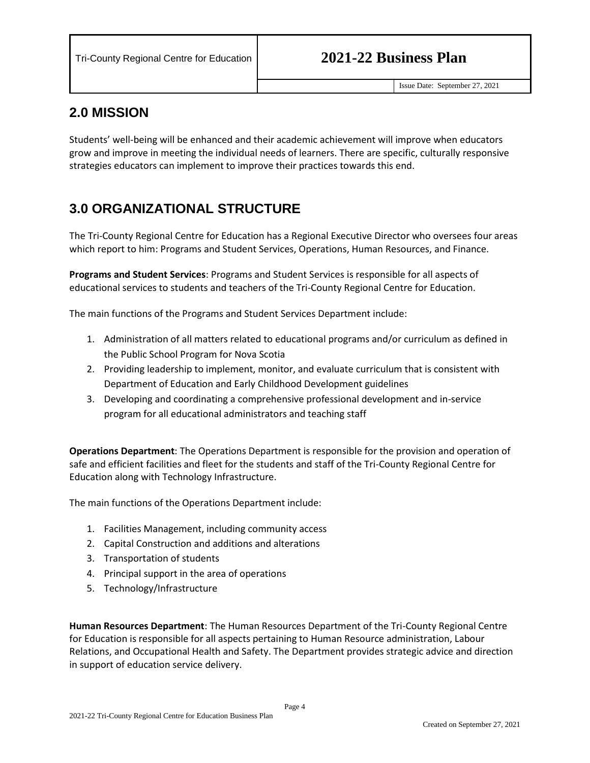## 2.0 MISSION

Students' well-being will be enhanced and their academic achievement will improve when educators grow and improve in meeting the individual needs of learners. There are specific, culturally responsive strategies educators can implement to improve their practices towards this end.

## 3.0 ORGANIZATIONAL STRUCTURE

The Tri-County Regional Centre for Education has a Regional Executive Director who oversees four areas which report to him: Programs and Student Services, Operations, Human Resources, and Finance.

**Programs and Student Services**: Programs and Student Services is responsible for all aspects of educational services to students and teachers of the Tri-County Regional Centre for Education.

The main functions of the Programs and Student Services Department include:

1. Administration of all matters related to educational programs and/or curriculum as defined in the Public School Program for Nova Scotia
2. Providing leadership to implement, monitor, and evaluate curriculum that is consistent with Department of Education and Early Childhood Development guidelines
3. Developing and coordinating a comprehensive professional development and in-service program for all educational administrators and teaching staff

**Operations Department**: The Operations Department is responsible for the provision and operation of safe and efficient facilities and fleet for the students and staff of the Tri-County Regional Centre for Education along with Technology Infrastructure.

The main functions of the Operations Department include:

1. Facilities Management, including community access
2. Capital Construction and additions and alterations
3. Transportation of students
4. Principal support in the area of operations
5. Technology/Infrastructure

**Human Resources Department**: The Human Resources Department of the Tri-County Regional Centre for Education is responsible for all aspects pertaining to Human Resource administration, Labour Relations, and Occupational Health and Safety. The Department provides strategic advice and direction in support of education service delivery.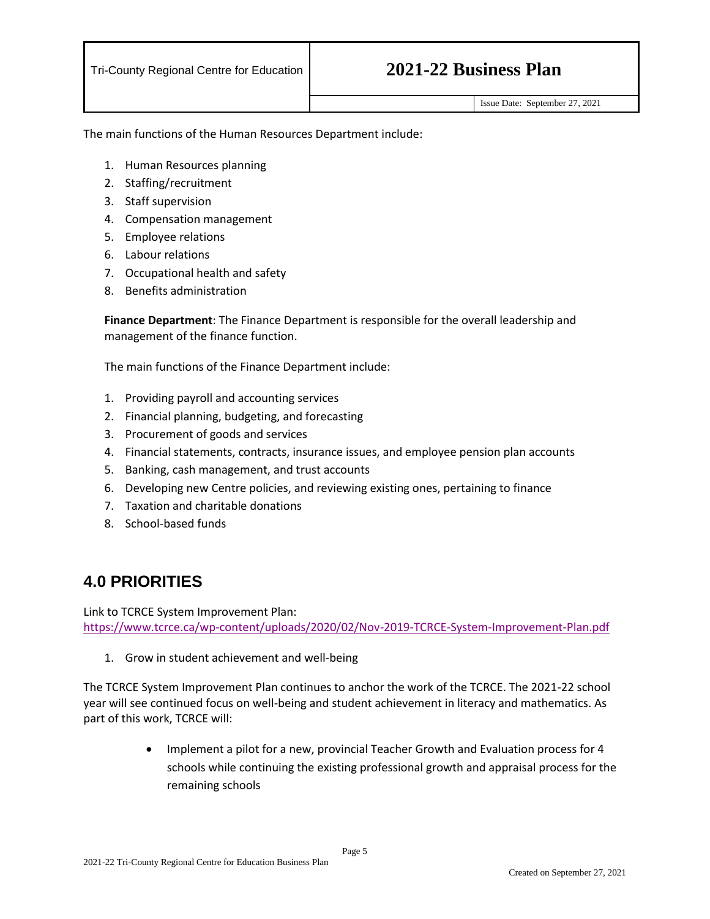The main functions of the Human Resources Department include:

1. Human Resources planning
2. Staffing/recruitment
3. Staff supervision
4. Compensation management
5. Employee relations
6. Labour relations
7. Occupational health and safety
8. Benefits administration

**Finance Department**: The Finance Department is responsible for the overall leadership and management of the finance function.

The main functions of the Finance Department include:

1. Providing payroll and accounting services
2. Financial planning, budgeting, and forecasting
3. Procurement of goods and services
4. Financial statements, contracts, insurance issues, and employee pension plan accounts
5. Banking, cash management, and trust accounts
6. Developing new Centre policies, and reviewing existing ones, pertaining to finance
7. Taxation and charitable donations
8. School-based funds

## 4.0 PRIORITIES

Link to TCRCE System Improvement Plan:
https://www.tcrce.ca/wp-content/uploads/2020/02/Nov-2019-TCRCE-System-Improvement-Plan.pdf

1. Grow in student achievement and well-being

The TCRCE System Improvement Plan continues to anchor the work of the TCRCE. The 2021-22 school year will see continued focus on well-being and student achievement in literacy and mathematics. As part of this work, TCRCE will:

- Implement a pilot for a new, provincial Teacher Growth and Evaluation process for 4 schools while continuing the existing professional growth and appraisal process for the remaining schools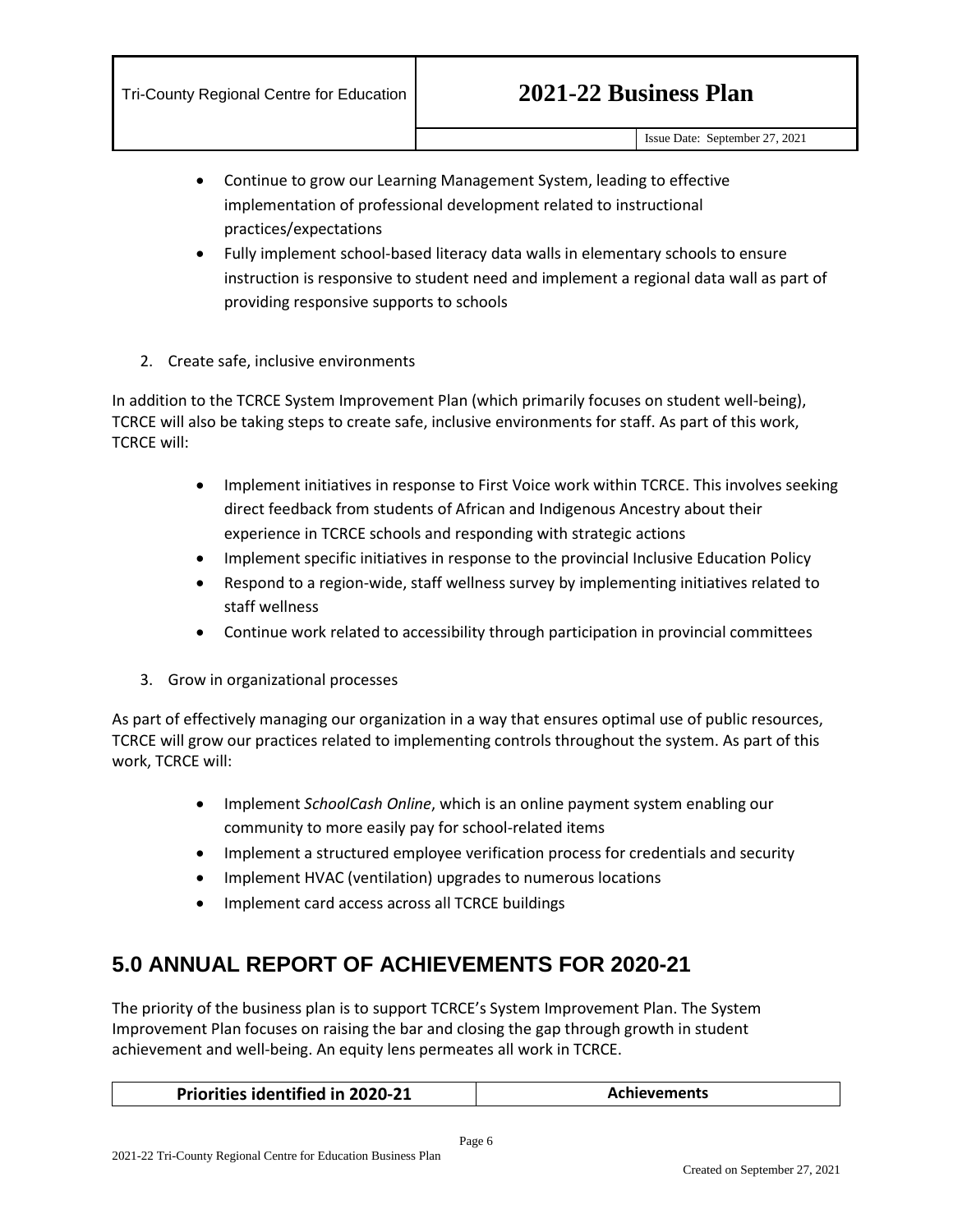- Continue to grow our Learning Management System, leading to effective implementation of professional development related to instructional practices/expectations
- Fully implement school-based literacy data walls in elementary schools to ensure instruction is responsive to student need and implement a regional data wall as part of providing responsive supports to schools

2. Create safe, inclusive environments

In addition to the TCRCE System Improvement Plan (which primarily focuses on student well-being), TCRCE will also be taking steps to create safe, inclusive environments for staff. As part of this work, TCRCE will:

- Implement initiatives in response to First Voice work within TCRCE. This involves seeking direct feedback from students of African and Indigenous Ancestry about their experience in TCRCE schools and responding with strategic actions
- Implement specific initiatives in response to the provincial Inclusive Education Policy
- Respond to a region-wide, staff wellness survey by implementing initiatives related to staff wellness
- Continue work related to accessibility through participation in provincial committees

3. Grow in organizational processes

As part of effectively managing our organization in a way that ensures optimal use of public resources, TCRCE will grow our practices related to implementing controls throughout the system. As part of this work, TCRCE will:

- Implement *SchoolCash Online*, which is an online payment system enabling our community to more easily pay for school-related items
- Implement a structured employee verification process for credentials and security
- Implement HVAC (ventilation) upgrades to numerous locations
- Implement card access across all TCRCE buildings

## 5.0 ANNUAL REPORT OF ACHIEVEMENTS FOR 2020-21

The priority of the business plan is to support TCRCE's System Improvement Plan. The System Improvement Plan focuses on raising the bar and closing the gap through growth in student achievement and well-being. An equity lens permeates all work in TCRCE.

| Priorities identified in 2020-21 | Achievements |
| --- | --- |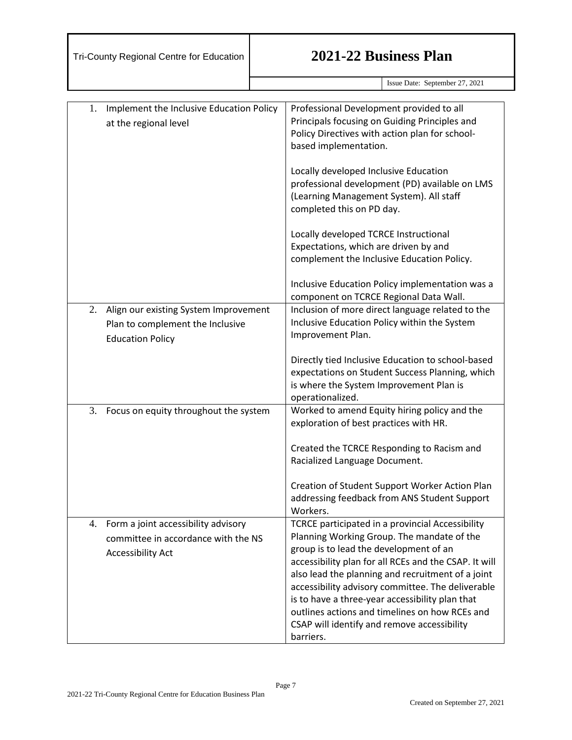| | |
|---|---|
| 1. Implement the Inclusive Education Policy at the regional level | Professional Development provided to all Principals focusing on Guiding Principles and Policy Directives with action plan for school-based implementation.<br><br>Locally developed Inclusive Education professional development (PD) available on LMS (Learning Management System). All staff completed this on PD day.<br><br>Locally developed TCRCE Instructional Expectations, which are driven by and complement the Inclusive Education Policy.<br><br>Inclusive Education Policy implementation was a component on TCRCE Regional Data Wall. |
| 2. Align our existing System Improvement Plan to complement the Inclusive Education Policy | Inclusion of more direct language related to the Inclusive Education Policy within the System Improvement Plan.<br><br>Directly tied Inclusive Education to school-based expectations on Student Success Planning, which is where the System Improvement Plan is operationalized. |
| 3. Focus on equity throughout the system | Worked to amend Equity hiring policy and the exploration of best practices with HR.<br><br>Created the TCRCE Responding to Racism and Racialized Language Document.<br><br>Creation of Student Support Worker Action Plan addressing feedback from ANS Student Support Workers. |
| 4. Form a joint accessibility advisory committee in accordance with the NS Accessibility Act | TCRCE participated in a provincial Accessibility Planning Working Group. The mandate of the group is to lead the development of an accessibility plan for all RCEs and the CSAP. It will also lead the planning and recruitment of a joint accessibility advisory committee. The deliverable is to have a three-year accessibility plan that outlines actions and timelines on how RCEs and CSAP will identify and remove accessibility barriers. |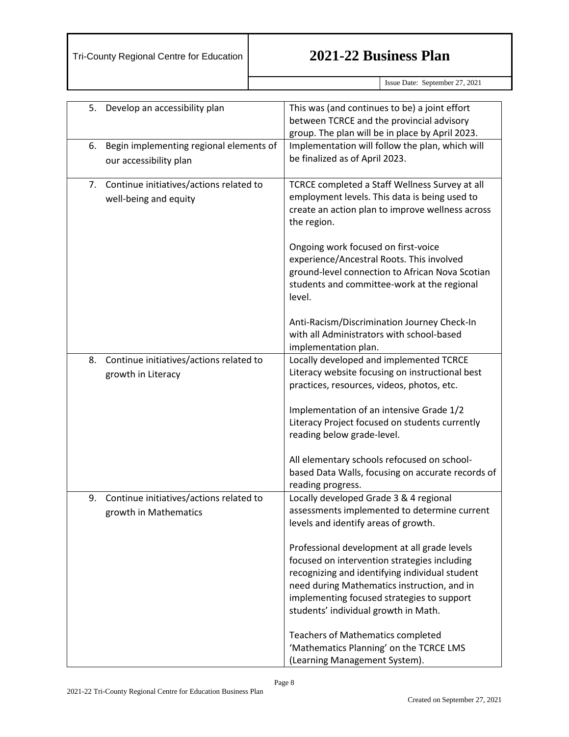| | |
|---|---|
| 5. Develop an accessibility plan | This was (and continues to be) a joint effort between TCRCE and the provincial advisory group. The plan will be in place by April 2023. |
| 6. Begin implementing regional elements of our accessibility plan | Implementation will follow the plan, which will be finalized as of April 2023. |
| 7. Continue initiatives/actions related to well-being and equity | TCRCE completed a Staff Wellness Survey at all employment levels. This data is being used to create an action plan to improve wellness across the region.<br><br>Ongoing work focused on first-voice experience/Ancestral Roots. This involved ground-level connection to African Nova Scotian students and committee-work at the regional level.<br><br>Anti-Racism/Discrimination Journey Check-In with all Administrators with school-based implementation plan. |
| 8. Continue initiatives/actions related to growth in Literacy | Locally developed and implemented TCRCE Literacy website focusing on instructional best practices, resources, videos, photos, etc.<br><br>Implementation of an intensive Grade 1/2 Literacy Project focused on students currently reading below grade-level.<br><br>All elementary schools refocused on school-based Data Walls, focusing on accurate records of reading progress. |
| 9. Continue initiatives/actions related to growth in Mathematics | Locally developed Grade 3 & 4 regional assessments implemented to determine current levels and identify areas of growth.<br><br>Professional development at all grade levels focused on intervention strategies including recognizing and identifying individual student need during Mathematics instruction, and in implementing focused strategies to support students' individual growth in Math.<br><br>Teachers of Mathematics completed 'Mathematics Planning' on the TCRCE LMS (Learning Management System). |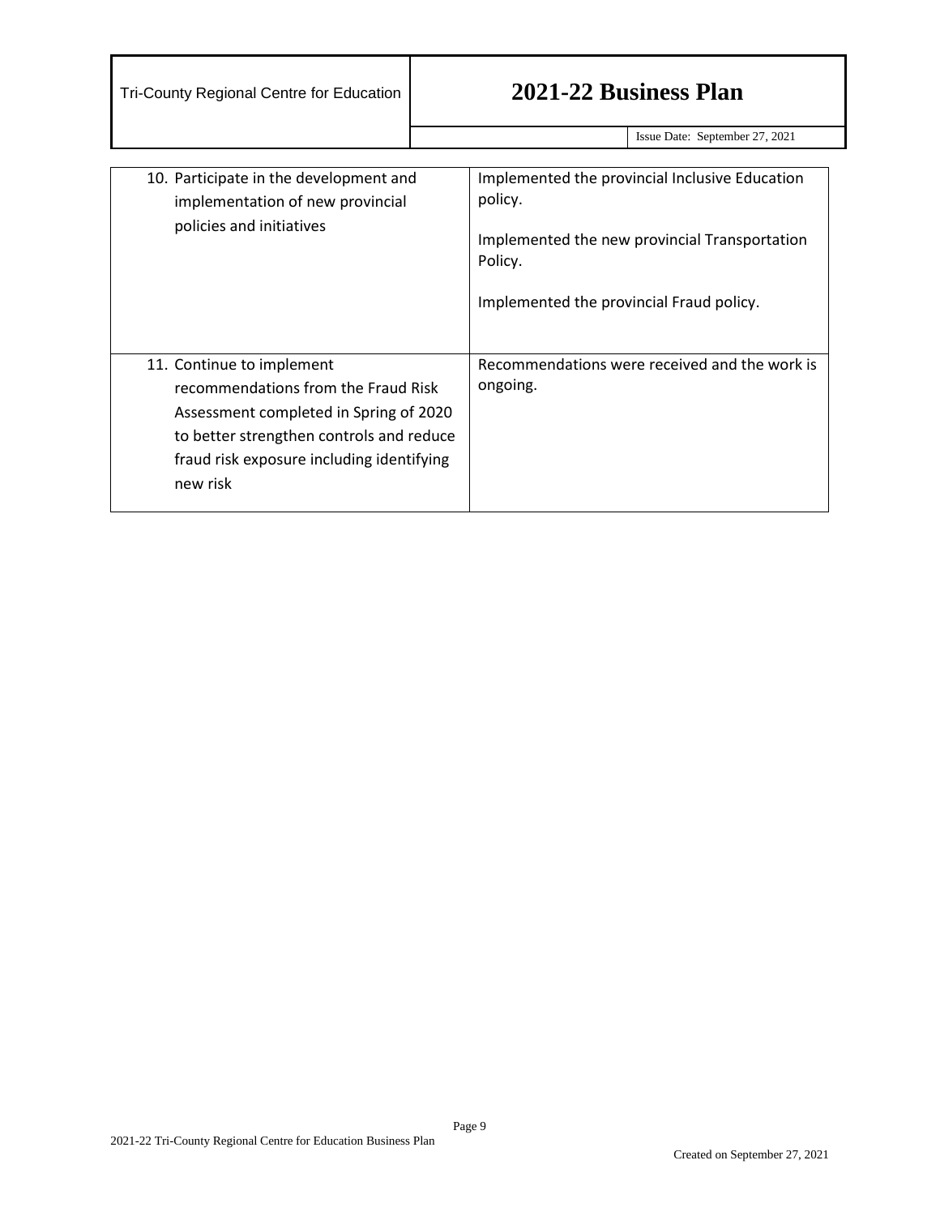| | |
|---|---|
| 10. Participate in the development and implementation of new provincial policies and initiatives | Implemented the provincial Inclusive Education policy.<br><br>Implemented the new provincial Transportation Policy.<br><br>Implemented the provincial Fraud policy. |
| 11. Continue to implement recommendations from the Fraud Risk Assessment completed in Spring of 2020 to better strengthen controls and reduce fraud risk exposure including identifying new risk | Recommendations were received and the work is ongoing. |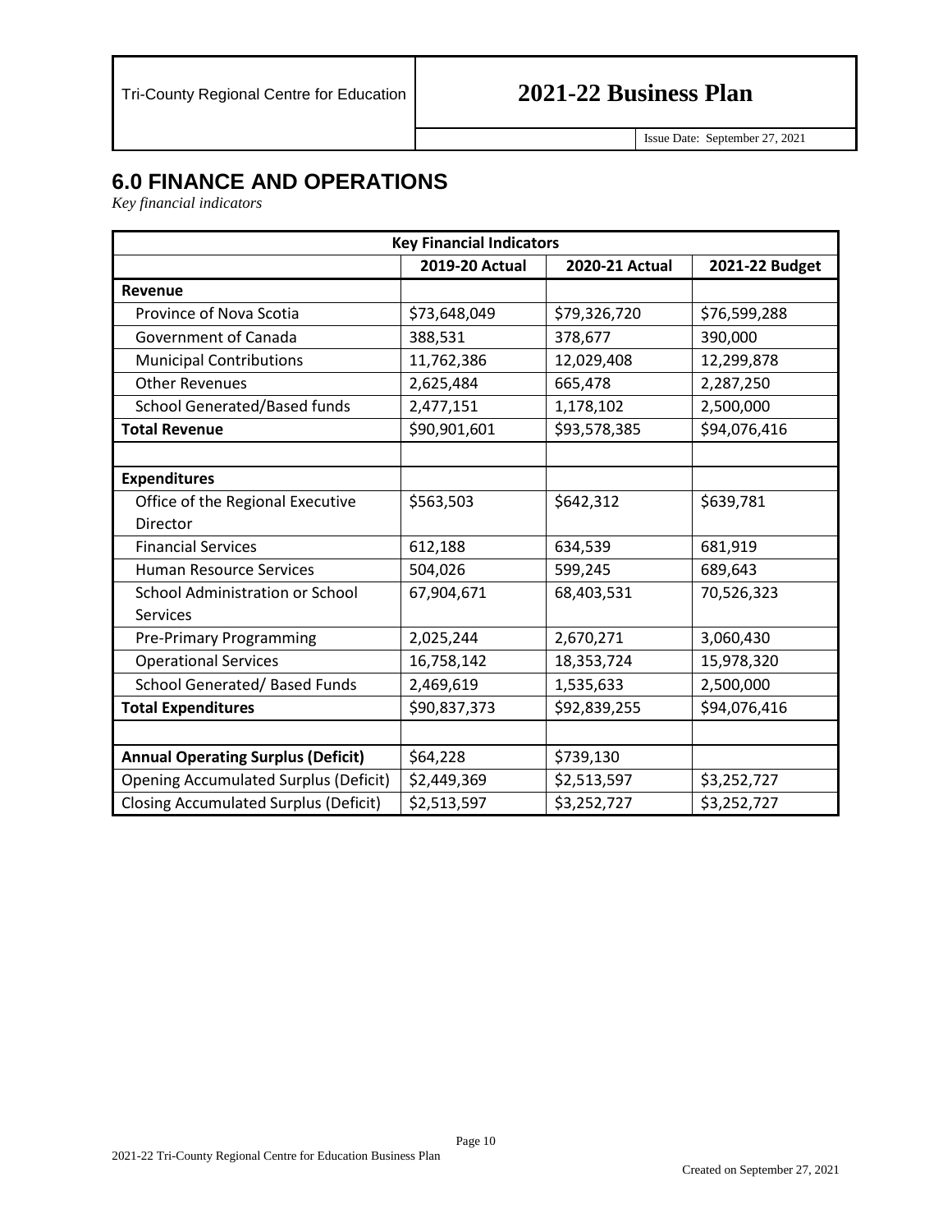## 6.0 FINANCE AND OPERATIONS

*Key financial indicators*

| Key Financial Indicators | | | |
|---|---|---|---|
| | **2019-20 Actual** | **2020-21 Actual** | **2021-22 Budget** |
| **Revenue** | | | |
| Province of Nova Scotia | $73,648,049 | $79,326,720 | $76,599,288 |
| Government of Canada | 388,531 | 378,677 | 390,000 |
| Municipal Contributions | 11,762,386 | 12,029,408 | 12,299,878 |
| Other Revenues | 2,625,484 | 665,478 | 2,287,250 |
| School Generated/Based funds | 2,477,151 | 1,178,102 | 2,500,000 |
| **Total Revenue** | $90,901,601 | $93,578,385 | $94,076,416 |
| | | | |
| **Expenditures** | | | |
| Office of the Regional Executive Director | $563,503 | $642,312 | $639,781 |
| Financial Services | 612,188 | 634,539 | 681,919 |
| Human Resource Services | 504,026 | 599,245 | 689,643 |
| School Administration or School Services | 67,904,671 | 68,403,531 | 70,526,323 |
| Pre-Primary Programming | 2,025,244 | 2,670,271 | 3,060,430 |
| Operational Services | 16,758,142 | 18,353,724 | 15,978,320 |
| School Generated/ Based Funds | 2,469,619 | 1,535,633 | 2,500,000 |
| **Total Expenditures** | $90,837,373 | $92,839,255 | $94,076,416 |
| | | | |
| **Annual Operating Surplus (Deficit)** | $64,228 | $739,130 | |
| Opening Accumulated Surplus (Deficit) | $2,449,369 | $2,513,597 | $3,252,727 |
| Closing Accumulated Surplus (Deficit) | $2,513,597 | $3,252,727 | $3,252,727 |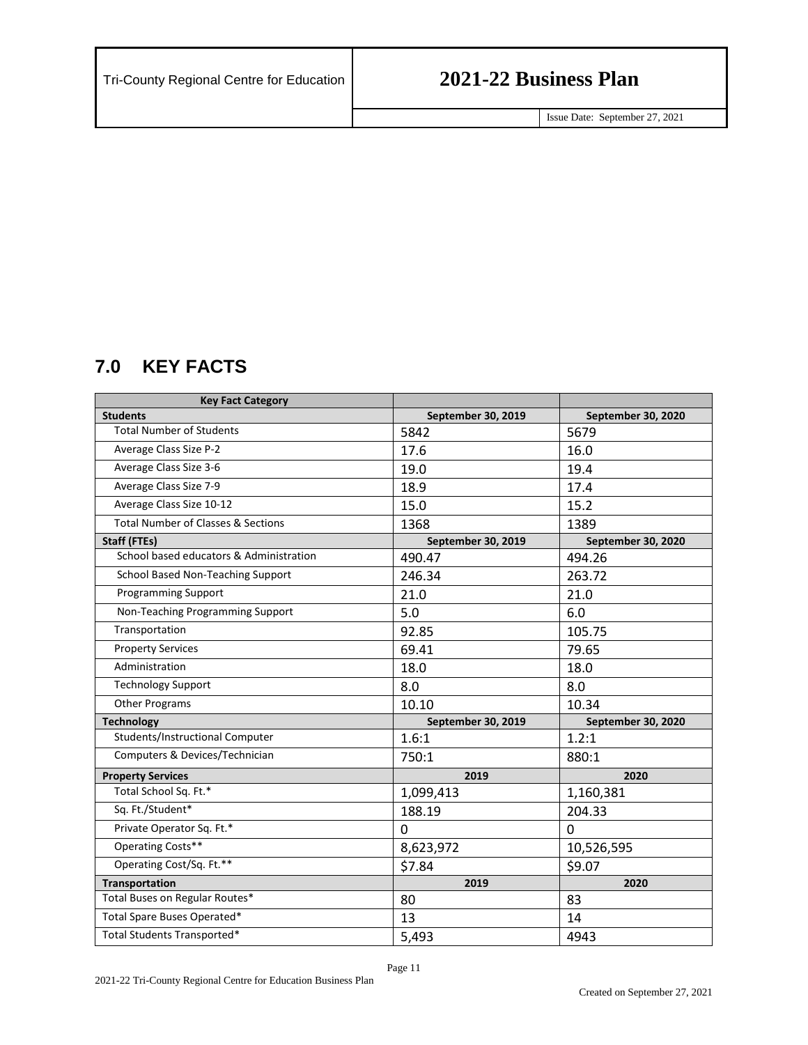## 7.0 KEY FACTS

| Key Fact Category | | |
|---|---|---|
| **Students** | **September 30, 2019** | **September 30, 2020** |
| Total Number of Students | 5842 | 5679 |
| Average Class Size P-2 | 17.6 | 16.0 |
| Average Class Size 3-6 | 19.0 | 19.4 |
| Average Class Size 7-9 | 18.9 | 17.4 |
| Average Class Size 10-12 | 15.0 | 15.2 |
| Total Number of Classes & Sections | 1368 | 1389 |
| **Staff (FTEs)** | **September 30, 2019** | **September 30, 2020** |
| School based educators & Administration | 490.47 | 494.26 |
| School Based Non-Teaching Support | 246.34 | 263.72 |
| Programming Support | 21.0 | 21.0 |
| Non-Teaching Programming Support | 5.0 | 6.0 |
| Transportation | 92.85 | 105.75 |
| Property Services | 69.41 | 79.65 |
| Administration | 18.0 | 18.0 |
| Technology Support | 8.0 | 8.0 |
| Other Programs | 10.10 | 10.34 |
| **Technology** | **September 30, 2019** | **September 30, 2020** |
| Students/Instructional Computer | 1.6:1 | 1.2:1 |
| Computers & Devices/Technician | 750:1 | 880:1 |
| **Property Services** | **2019** | **2020** |
| Total School Sq. Ft.* | 1,099,413 | 1,160,381 |
| Sq. Ft./Student* | 188.19 | 204.33 |
| Private Operator Sq. Ft.* | 0 | 0 |
| Operating Costs** | 8,623,972 | 10,526,595 |
| Operating Cost/Sq. Ft.** | $7.84 | $9.07 |
| **Transportation** | **2019** | **2020** |
| Total Buses on Regular Routes* | 80 | 83 |
| Total Spare Buses Operated* | 13 | 14 |
| Total Students Transported* | 5,493 | 4943 |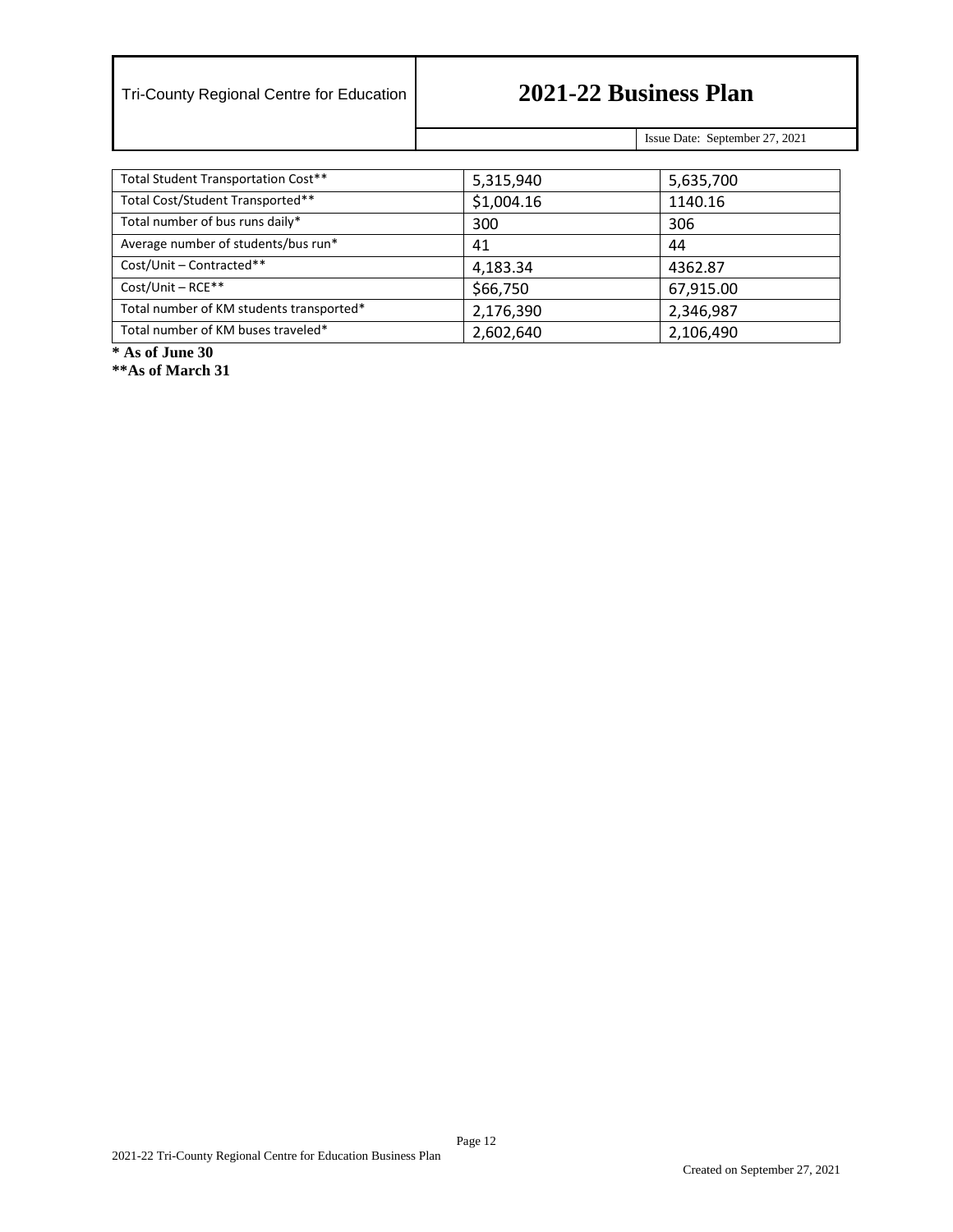| Total Student Transportation Cost** | 5,315,940 | 5,635,700 |
|---|---|---|
| Total Cost/Student Transported** | $1,004.16 | 1140.16 |
| Total number of bus runs daily* | 300 | 306 |
| Average number of students/bus run* | 41 | 44 |
| Cost/Unit – Contracted** | 4,183.34 | 4362.87 |
| Cost/Unit – RCE** | $66,750 | 67,915.00 |
| Total number of KM students transported* | 2,176,390 | 2,346,987 |
| Total number of KM buses traveled* | 2,602,640 | 2,106,490 |

**\* As of June 30**

**\*\*As of March 31**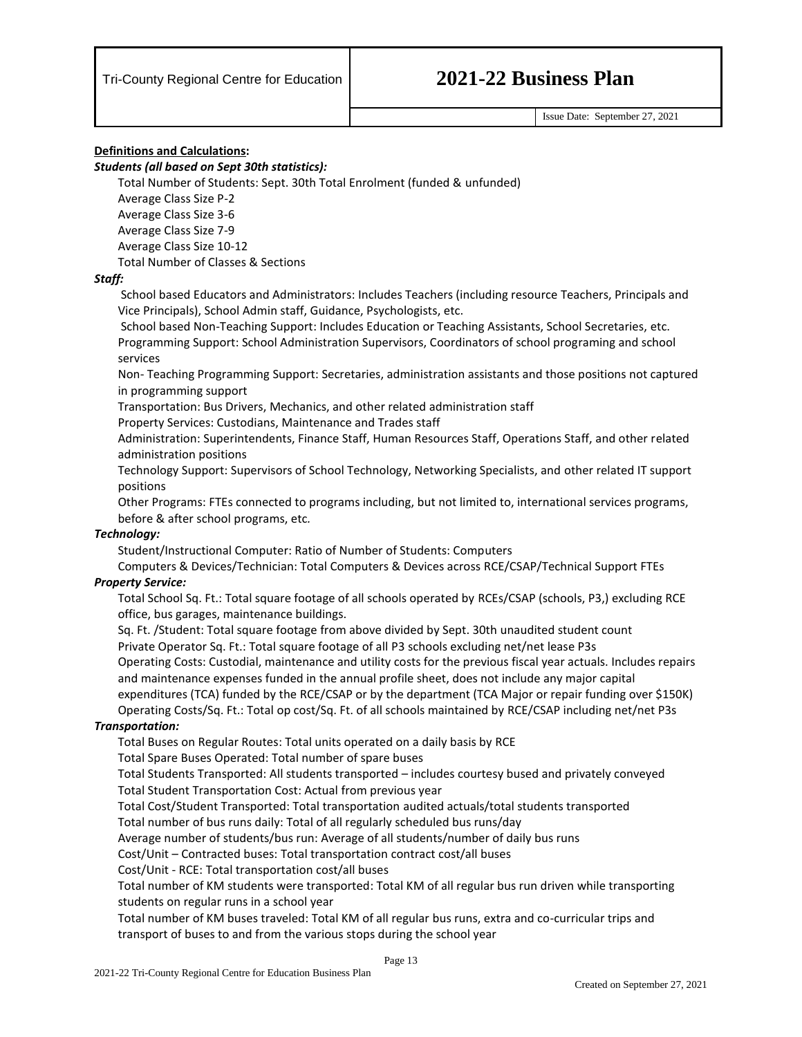**Definitions and Calculations:**

***Students (all based on Sept 30th statistics):***

Total Number of Students: Sept. 30th Total Enrolment (funded & unfunded)

Average Class Size P-2

Average Class Size 3-6

Average Class Size 7-9

Average Class Size 10-12

Total Number of Classes & Sections

***Staff:***

School based Educators and Administrators: Includes Teachers (including resource Teachers, Principals and Vice Principals), School Admin staff, Guidance, Psychologists, etc.

School based Non-Teaching Support: Includes Education or Teaching Assistants, School Secretaries, etc.

Programming Support: School Administration Supervisors, Coordinators of school programing and school services

Non- Teaching Programming Support: Secretaries, administration assistants and those positions not captured in programming support

Transportation: Bus Drivers, Mechanics, and other related administration staff

Property Services: Custodians, Maintenance and Trades staff

Administration: Superintendents, Finance Staff, Human Resources Staff, Operations Staff, and other related administration positions

Technology Support: Supervisors of School Technology, Networking Specialists, and other related IT support positions

Other Programs: FTEs connected to programs including, but not limited to, international services programs, before & after school programs, etc.

***Technology:***

Student/Instructional Computer: Ratio of Number of Students: Computers

Computers & Devices/Technician: Total Computers & Devices across RCE/CSAP/Technical Support FTEs

***Property Service:***

Total School Sq. Ft.: Total square footage of all schools operated by RCEs/CSAP (schools, P3,) excluding RCE office, bus garages, maintenance buildings.

Sq. Ft. /Student: Total square footage from above divided by Sept. 30th unaudited student count

Private Operator Sq. Ft.: Total square footage of all P3 schools excluding net/net lease P3s

Operating Costs: Custodial, maintenance and utility costs for the previous fiscal year actuals. Includes repairs and maintenance expenses funded in the annual profile sheet, does not include any major capital expenditures (TCA) funded by the RCE/CSAP or by the department (TCA Major or repair funding over $150K)

Operating Costs/Sq. Ft.: Total op cost/Sq. Ft. of all schools maintained by RCE/CSAP including net/net P3s

***Transportation:***

Total Buses on Regular Routes: Total units operated on a daily basis by RCE

Total Spare Buses Operated: Total number of spare buses

Total Students Transported: All students transported – includes courtesy bused and privately conveyed

Total Student Transportation Cost: Actual from previous year

Total Cost/Student Transported: Total transportation audited actuals/total students transported

Total number of bus runs daily: Total of all regularly scheduled bus runs/day

Average number of students/bus run: Average of all students/number of daily bus runs

Cost/Unit – Contracted buses: Total transportation contract cost/all buses

Cost/Unit - RCE: Total transportation cost/all buses

Total number of KM students were transported: Total KM of all regular bus run driven while transporting students on regular runs in a school year

Total number of KM buses traveled: Total KM of all regular bus runs, extra and co-curricular trips and transport of buses to and from the various stops during the school year